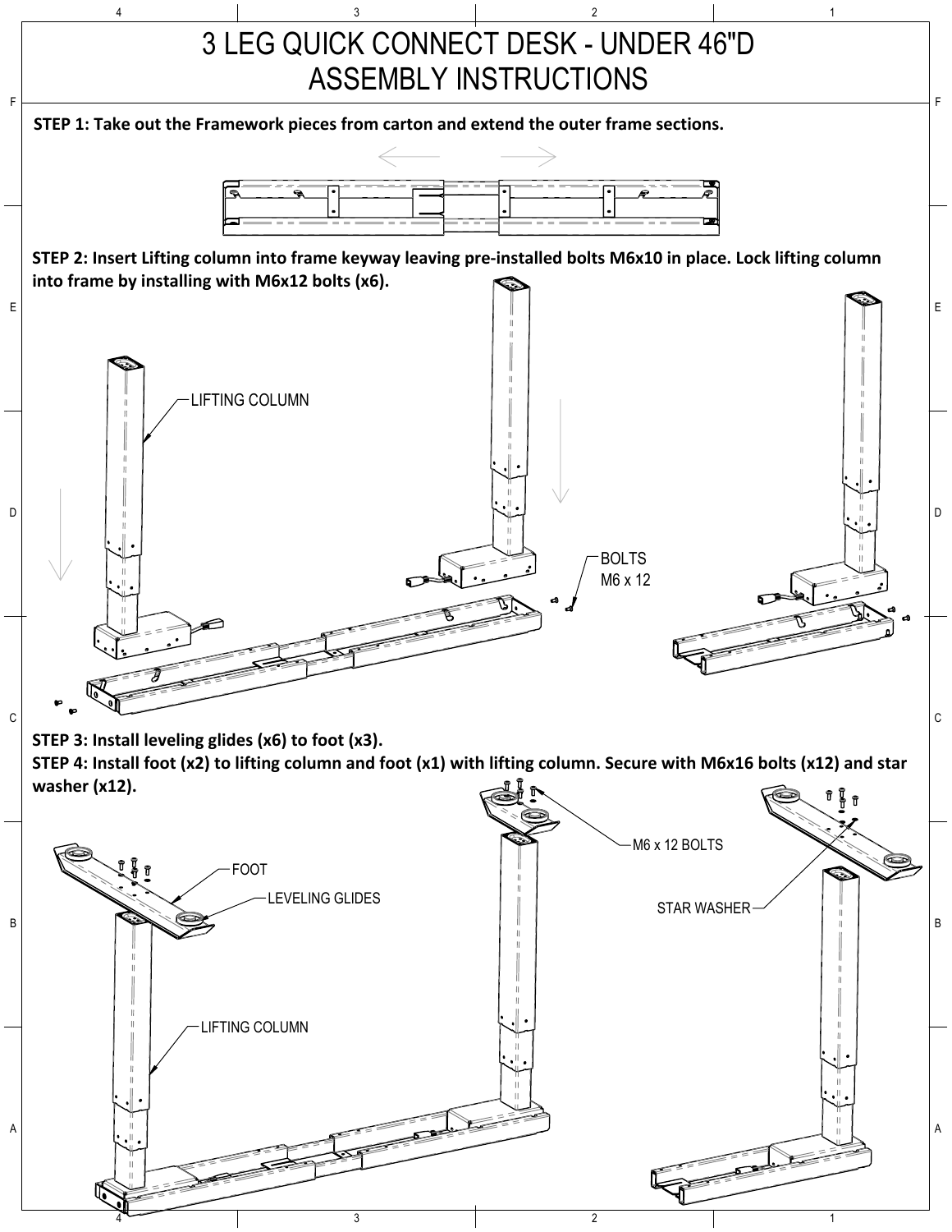# 3 LEG QUICK CONNECT DESK - UNDER 46"D
# ASSEMBLY INSTRUCTIONS

**STEP 1: Take out the Framework pieces from carton and extend the outer frame sections.**

**STEP 2: Insert Lifting column into frame keyway leaving pre-installed bolts M6x10 in place. Lock lifting column into frame by installing with M6x12 bolts (x6).**

LIFTING COLUMN

BOLTS
M6 x 12

**STEP 3: Install leveling glides (x6) to foot (x3).**

**STEP 4: Install foot (x2) to lifting column and foot (x1) with lifting column. Secure with M6x16 bolts (x12) and star washer (x12).**

FOOT

LEVELING GLIDES

M6 x 12 BOLTS

STAR WASHER

LIFTING COLUMN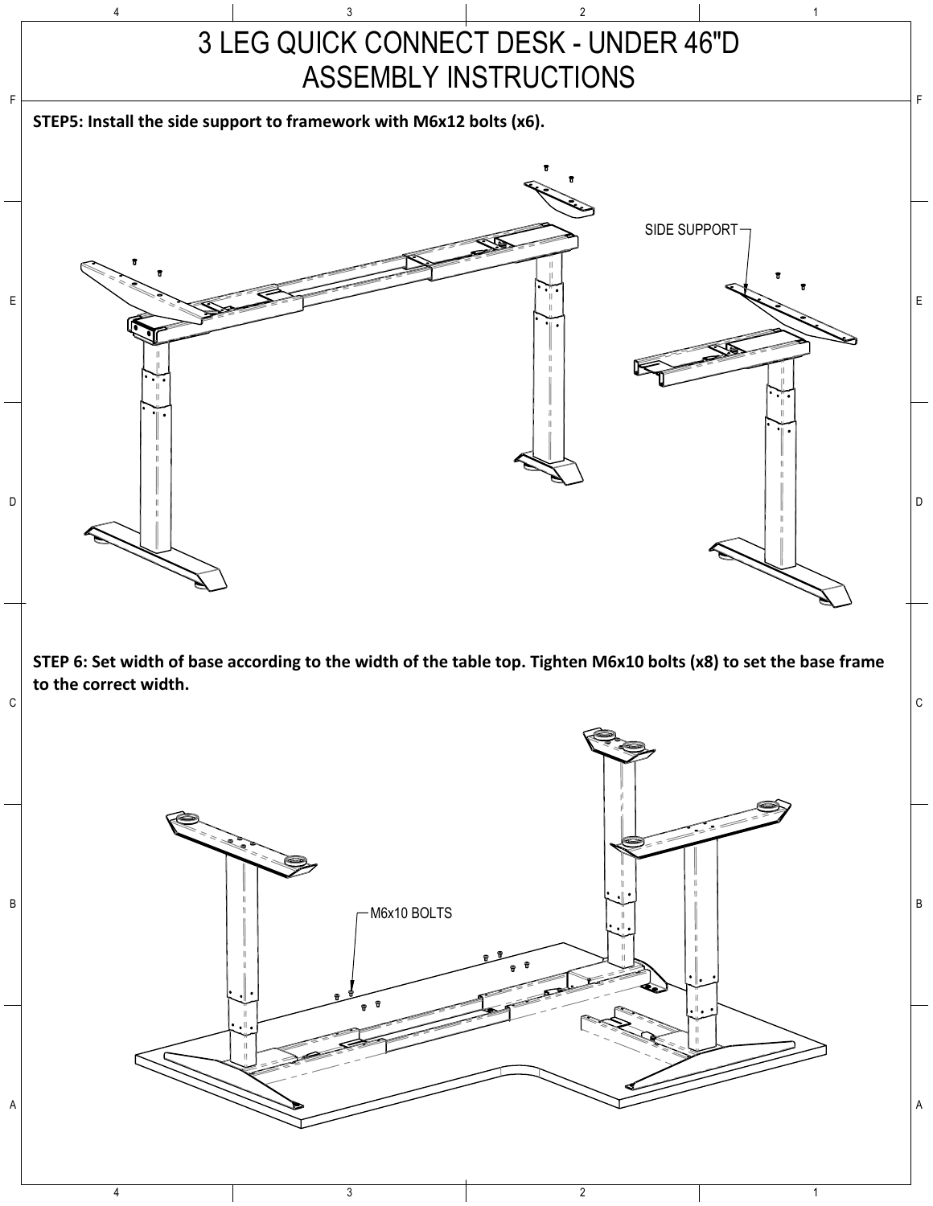# 3 LEG QUICK CONNECT DESK - UNDER 46"D
# ASSEMBLY INSTRUCTIONS

**STEP5: Install the side support to framework with M6x12 bolts (x6).**

SIDE SUPPORT

**STEP 6: Set width of base according to the width of the table top. Tighten M6x10 bolts (x8) to set the base frame to the correct width.**

M6x10 BOLTS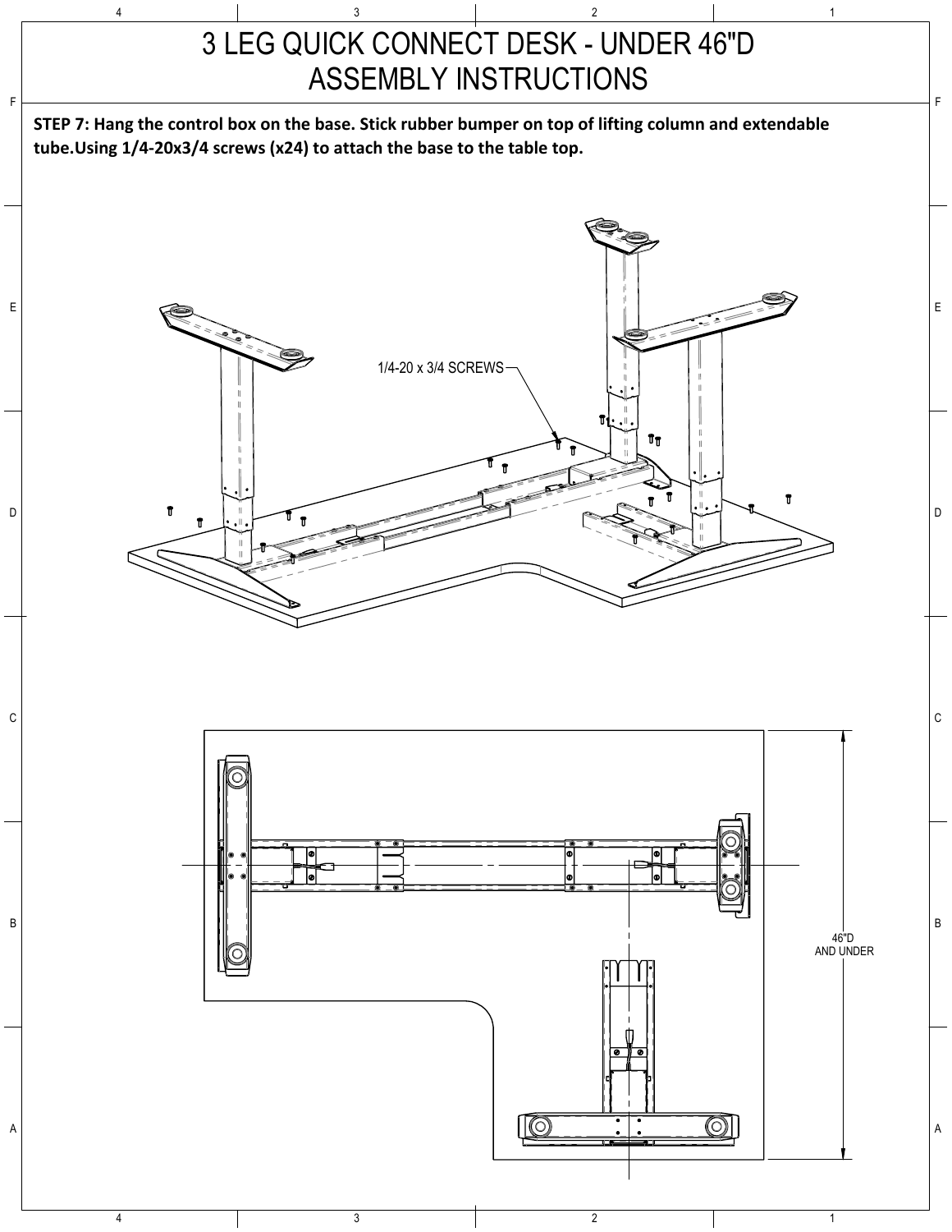# 3 LEG QUICK CONNECT DESK - UNDER 46"D
# ASSEMBLY INSTRUCTIONS

**STEP 7: Hang the control box on the base. Stick rubber bumper on top of lifting column and extendable tube.Using 1/4-20x3/4 screws (x24) to attach the base to the table top.**

1/4-20 x 3/4 SCREWS

46"D
AND UNDER